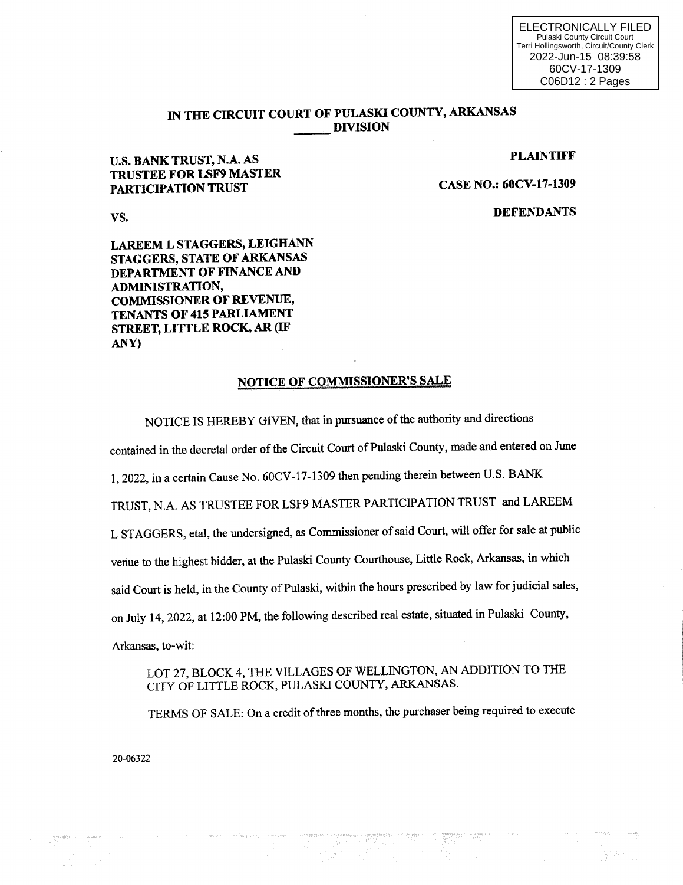ELECTRONICALLY FILED
Pulaski County Circuit Court
Terri Hollingsworth, Circuit/County Clerk
2022-Jun-15 08:39:58
60CV-17-1309
C06D12 : 2 Pages

**IN THE CIRCUIT COURT OF PULASKI COUNTY, ARKANSAS**
**\_\_\_\_\_\_ DIVISION**

**U.S. BANK TRUST, N.A. AS TRUSTEE FOR LSF9 MASTER PARTICIPATION TRUST** — **PLAINTIFF**

**CASE NO.: 60CV-17-1309**

**VS.** — **DEFENDANTS**

**LAREEM L STAGGERS, LEIGHANN STAGGERS, STATE OF ARKANSAS DEPARTMENT OF FINANCE AND ADMINISTRATION, COMMISSIONER OF REVENUE, TENANTS OF 415 PARLIAMENT STREET, LITTLE ROCK, AR (IF ANY)**

## NOTICE OF COMMISSIONER'S SALE

NOTICE IS HEREBY GIVEN, that in pursuance of the authority and directions contained in the decretal order of the Circuit Court of Pulaski County, made and entered on June 1, 2022, in a certain Cause No. 60CV-17-1309 then pending therein between U.S. BANK TRUST, N.A. AS TRUSTEE FOR LSF9 MASTER PARTICIPATION TRUST and LAREEM L STAGGERS, etal, the undersigned, as Commissioner of said Court, will offer for sale at public venue to the highest bidder, at the Pulaski County Courthouse, Little Rock, Arkansas, in which said Court is held, in the County of Pulaski, within the hours prescribed by law for judicial sales, on July 14, 2022, at 12:00 PM, the following described real estate, situated in Pulaski County, Arkansas, to-wit:

LOT 27, BLOCK 4, THE VILLAGES OF WELLINGTON, AN ADDITION TO THE CITY OF LITTLE ROCK, PULASKI COUNTY, ARKANSAS.

TERMS OF SALE: On a credit of three months, the purchaser being required to execute

20-06322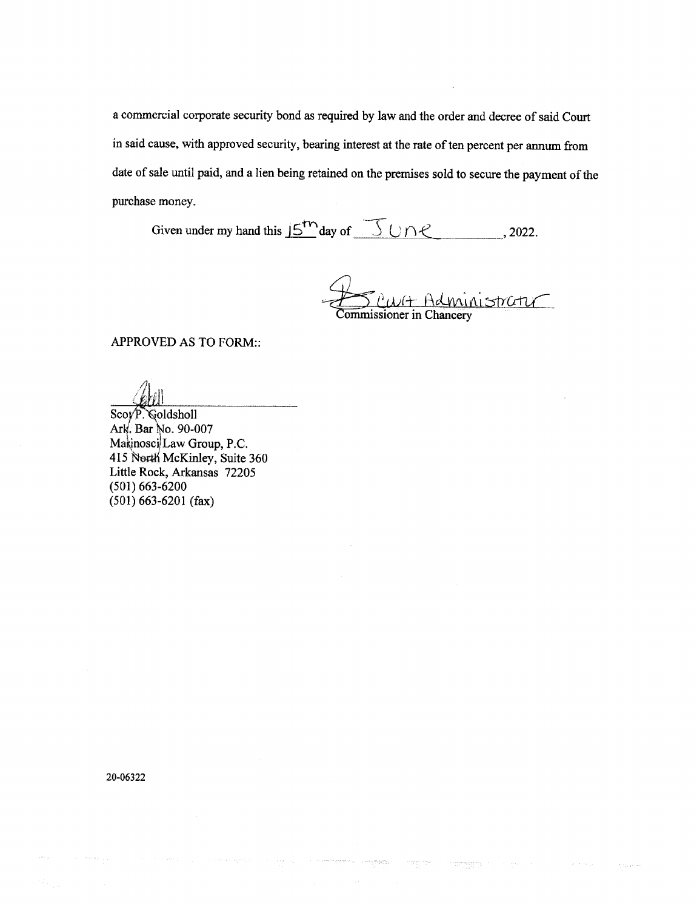a commercial corporate security bond as required by law and the order and decree of said Court in said cause, with approved security, bearing interest at the rate of ten percent per annum from date of sale until paid, and a lien being retained on the premises sold to secure the payment of the purchase money.

Given under my hand this 15th day of June, 2022.

Court Administrator
Commissioner in Chancery

APPROVED AS TO FORM::

Scot P. Goldsholl
Ark. Bar No. 90-007
Marinosci Law Group, P.C.
415 North McKinley, Suite 360
Little Rock, Arkansas 72205
(501) 663-6200
(501) 663-6201 (fax)

20-06322